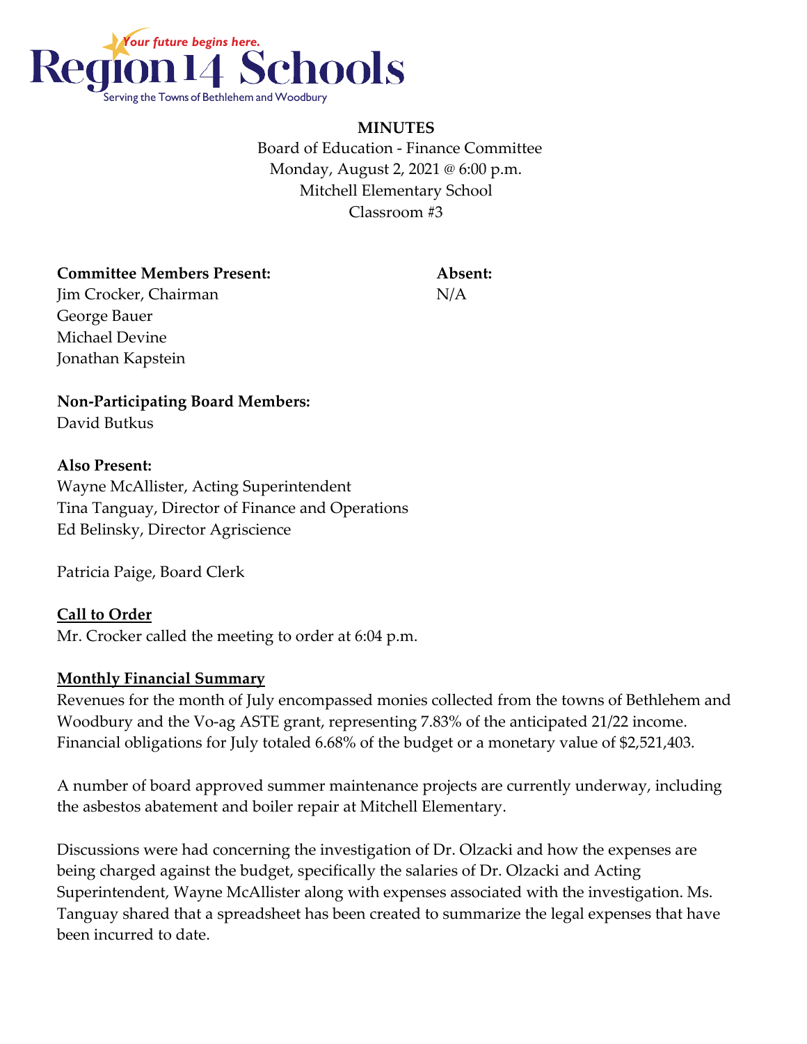Region 14 Schools

*Your future begins here.*

Serving the Towns of Bethlehem and Woodbury

**MINUTES**

Board of Education - Finance Committee
Monday, August 2, 2021 @ 6:00 p.m.
Mitchell Elementary School
Classroom #3

**Committee Members Present:**
Jim Crocker, Chairman
George Bauer
Michael Devine
Jonathan Kapstein

**Absent:**
N/A

**Non-Participating Board Members:**
David Butkus

**Also Present:**
Wayne McAllister, Acting Superintendent
Tina Tanguay, Director of Finance and Operations
Ed Belinsky, Director Agriscience

Patricia Paige, Board Clerk

**Call to Order**

Mr. Crocker called the meeting to order at 6:04 p.m.

**Monthly Financial Summary**

Revenues for the month of July encompassed monies collected from the towns of Bethlehem and Woodbury and the Vo-ag ASTE grant, representing 7.83% of the anticipated 21/22 income. Financial obligations for July totaled 6.68% of the budget or a monetary value of $2,521,403.

A number of board approved summer maintenance projects are currently underway, including the asbestos abatement and boiler repair at Mitchell Elementary.

Discussions were had concerning the investigation of Dr. Olzacki and how the expenses are being charged against the budget, specifically the salaries of Dr. Olzacki and Acting Superintendent, Wayne McAllister along with expenses associated with the investigation. Ms. Tanguay shared that a spreadsheet has been created to summarize the legal expenses that have been incurred to date.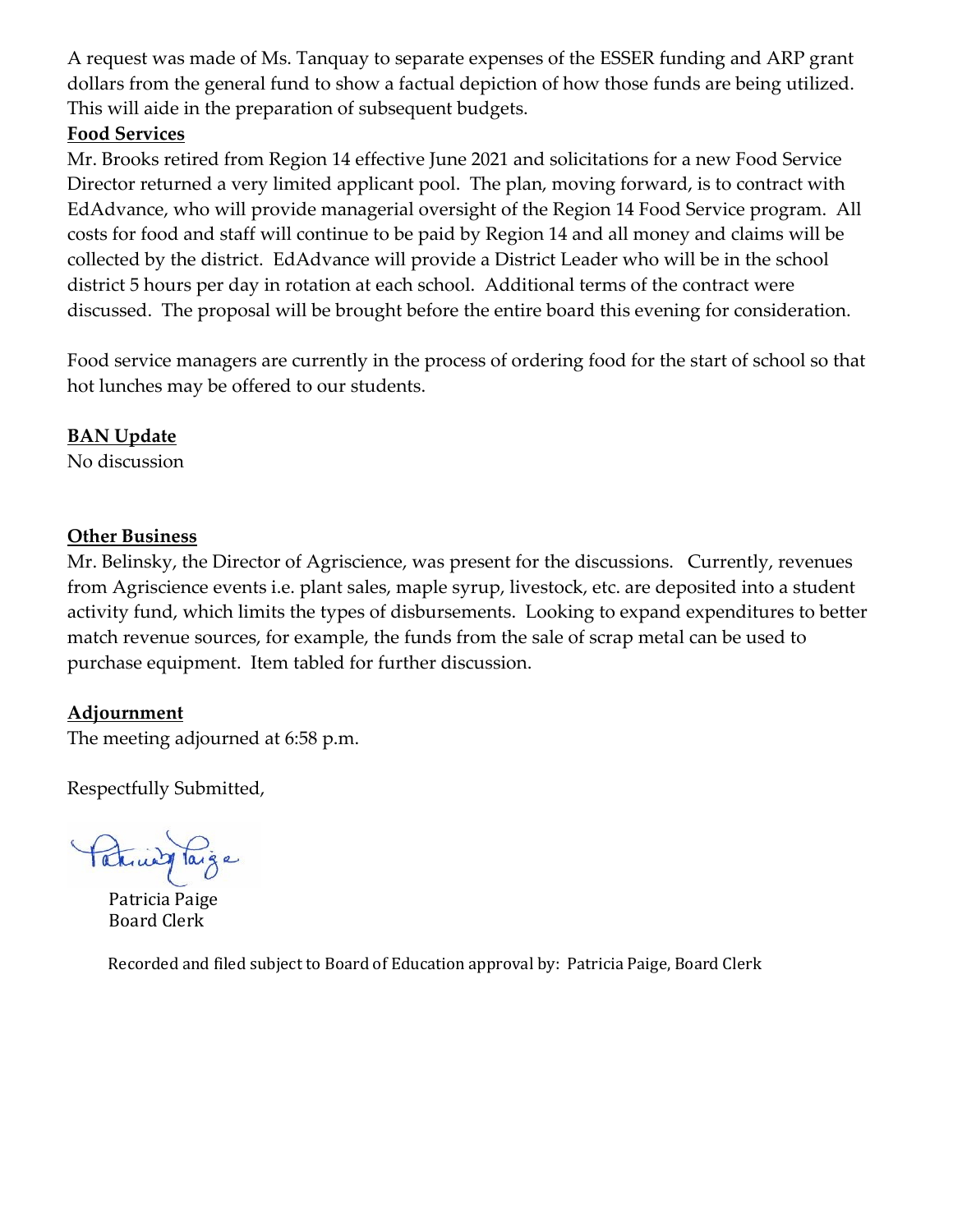A request was made of Ms. Tanquay to separate expenses of the ESSER funding and ARP grant dollars from the general fund to show a factual depiction of how those funds are being utilized. This will aide in the preparation of subsequent budgets.

**Food Services**

Mr. Brooks retired from Region 14 effective June 2021 and solicitations for a new Food Service Director returned a very limited applicant pool. The plan, moving forward, is to contract with EdAdvance, who will provide managerial oversight of the Region 14 Food Service program. All costs for food and staff will continue to be paid by Region 14 and all money and claims will be collected by the district. EdAdvance will provide a District Leader who will be in the school district 5 hours per day in rotation at each school. Additional terms of the contract were discussed. The proposal will be brought before the entire board this evening for consideration.

Food service managers are currently in the process of ordering food for the start of school so that hot lunches may be offered to our students.

**BAN Update**

No discussion

**Other Business**

Mr. Belinsky, the Director of Agriscience, was present for the discussions. Currently, revenues from Agriscience events i.e. plant sales, maple syrup, livestock, etc. are deposited into a student activity fund, which limits the types of disbursements. Looking to expand expenditures to better match revenue sources, for example, the funds from the sale of scrap metal can be used to purchase equipment. Item tabled for further discussion.

**Adjournment**

The meeting adjourned at 6:58 p.m.

Respectfully Submitted,

Patricia Paige
Board Clerk

Recorded and filed subject to Board of Education approval by: Patricia Paige, Board Clerk